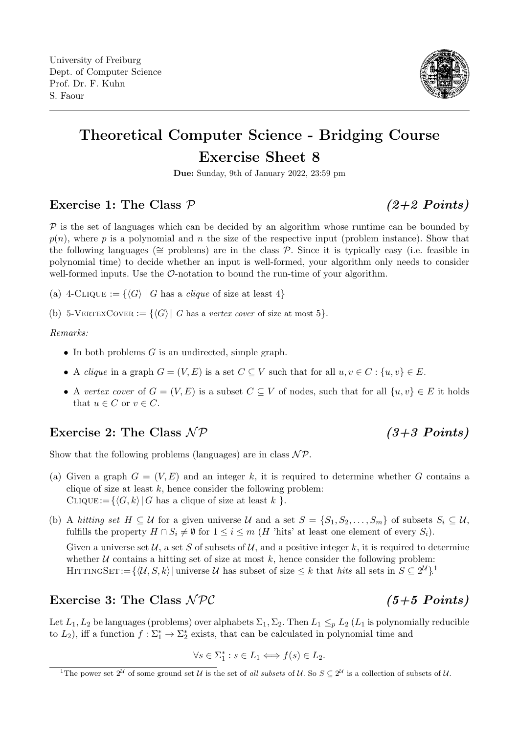University of Freiburg
Dept. of Computer Science
Prof. Dr. F. Kuhn
S. Faour

# Theoretical Computer Science - Bridging Course
# Exercise Sheet 8

**Due:** Sunday, 9th of January 2022, 23:59 pm

## Exercise 1: The Class $\mathcal{P}$ *(2+2 Points)*

$\mathcal{P}$ is the set of languages which can be decided by an algorithm whose runtime can be bounded by $p(n)$, where $p$ is a polynomial and $n$ the size of the respective input (problem instance). Show that the following languages ($\cong$ problems) are in the class $\mathcal{P}$. Since it is typically easy (i.e. feasible in polynomial time) to decide whether an input is well-formed, your algorithm only needs to consider well-formed inputs. Use the $\mathcal{O}$-notation to bound the run-time of your algorithm.

(a) 4-Clique $:= \{\langle G \rangle \mid G$ has a *clique* of size at least $4\}$

(b) 5-VertexCover $:= \{\langle G \rangle \mid G$ has a *vertex cover* of size at most $5\}$.

*Remarks:*

- In both problems $G$ is an undirected, simple graph.
- A *clique* in a graph $G = (V, E)$ is a set $C \subseteq V$ such that for all $u, v \in C : \{u, v\} \in E$.
- A *vertex cover* of $G = (V, E)$ is a subset $C \subseteq V$ of nodes, such that for all $\{u, v\} \in E$ it holds that $u \in C$ or $v \in C$.

## Exercise 2: The Class $\mathcal{NP}$ *(3+3 Points)*

Show that the following problems (languages) are in class $\mathcal{NP}$.

(a) Given a graph $G = (V, E)$ and an integer $k$, it is required to determine whether $G$ contains a clique of size at least $k$, hence consider the following problem:
Clique$:= \{\langle G, k \rangle \mid G$ has a clique of size at least $k$ $\}$.

(b) A *hitting set* $H \subseteq \mathcal{U}$ for a given universe $\mathcal{U}$ and a set $S = \{S_1, S_2, \ldots, S_m\}$ of subsets $S_i \subseteq \mathcal{U}$, fulfills the property $H \cap S_i \neq \emptyset$ for $1 \leq i \leq m$ ($H$ 'hits' at least one element of every $S_i$).

Given a universe set $\mathcal{U}$, a set $S$ of subsets of $\mathcal{U}$, and a positive integer $k$, it is required to determine whether $\mathcal{U}$ contains a hitting set of size at most $k$, hence consider the following problem:
HittingSet$:= \{\langle \mathcal{U}, S, k \rangle \mid$ universe $\mathcal{U}$ has subset of size $\leq k$ that *hits* all sets in $S \subseteq 2^{\mathcal{U}}\}$.[1]

## Exercise 3: The Class $\mathcal{NPC}$ *(5+5 Points)*

Let $L_1, L_2$ be languages (problems) over alphabets $\Sigma_1, \Sigma_2$. Then $L_1 \leq_p L_2$ ($L_1$ is polynomially reducible to $L_2$), iff a function $f : \Sigma_1^* \rightarrow \Sigma_2^*$ exists, that can be calculated in polynomial time and

$$\forall s \in \Sigma_1^* : s \in L_1 \Longleftrightarrow f(s) \in L_2.$$

[1] The power set $2^{\mathcal{U}}$ of some ground set $\mathcal{U}$ is the set of *all subsets* of $\mathcal{U}$. So $S \subseteq 2^{\mathcal{U}}$ is a collection of subsets of $\mathcal{U}$.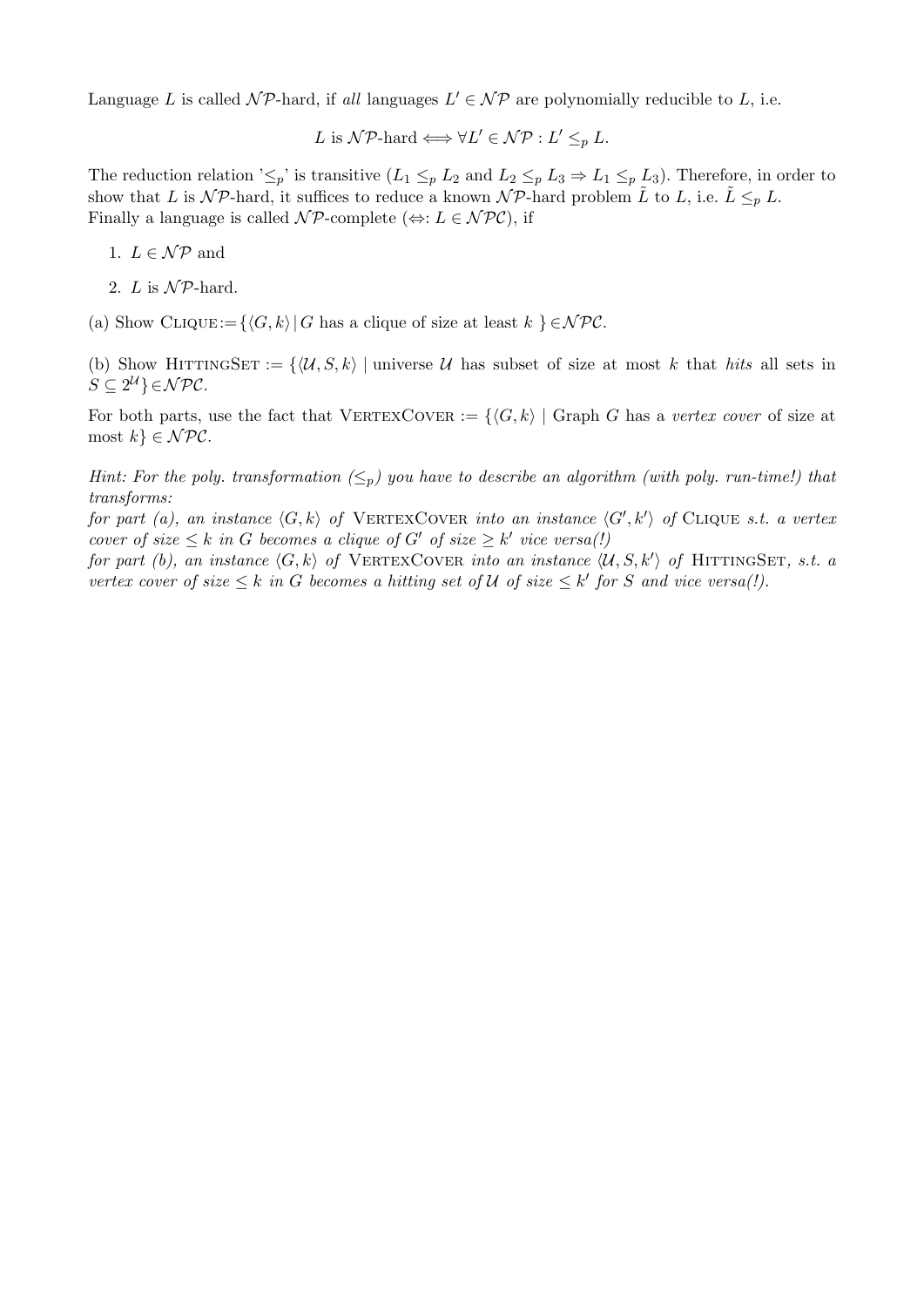Language $L$ is called $\mathcal{NP}$-hard, if *all* languages $L' \in \mathcal{NP}$ are polynomially reducible to $L$, i.e.

$$L \text{ is } \mathcal{NP}\text{-hard} \Longleftrightarrow \forall L' \in \mathcal{NP} : L' \leq_p L.$$

The reduction relation '$\leq_p$' is transitive ($L_1 \leq_p L_2$ and $L_2 \leq_p L_3 \Rightarrow L_1 \leq_p L_3$). Therefore, in order to show that $L$ is $\mathcal{NP}$-hard, it suffices to reduce a known $\mathcal{NP}$-hard problem $\tilde{L}$ to $L$, i.e. $\tilde{L} \leq_p L$.
Finally a language is called $\mathcal{NP}$-complete ($\Leftrightarrow$: $L \in \mathcal{NPC}$), if

1. $L \in \mathcal{NP}$ and
2. $L$ is $\mathcal{NP}$-hard.

(a) Show $\text{CLIQUE} := \{\langle G, k\rangle \mid G \text{ has a clique of size at least } k\ \} \in \mathcal{NPC}$.

(b) Show $\text{HITTINGSET} := \{\langle \mathcal{U}, S, k\rangle \mid$ universe $\mathcal{U}$ has subset of size at most $k$ that *hits* all sets in $S \subseteq 2^{\mathcal{U}}\} \in \mathcal{NPC}$.

For both parts, use the fact that $\text{VERTEXCOVER} := \{\langle G, k\rangle \mid$ Graph $G$ has a *vertex cover* of size at most $k\} \in \mathcal{NPC}$.

*Hint: For the poly. transformation ($\leq_p$) you have to describe an algorithm (with poly. run-time!) that transforms:*
*for part (a), an instance $\langle G, k\rangle$ of* VERTEXCOVER *into an instance $\langle G', k'\rangle$ of* CLIQUE *s.t. a vertex cover of size $\leq k$ in $G$ becomes a clique of $G'$ of size $\geq k'$ vice versa(!)*
*for part (b), an instance $\langle G, k\rangle$ of* VERTEXCOVER *into an instance $\langle \mathcal{U}, S, k'\rangle$ of* HITTINGSET*, s.t. a vertex cover of size $\leq k$ in $G$ becomes a hitting set of $\mathcal{U}$ of size $\leq k'$ for $S$ and vice versa(!).*